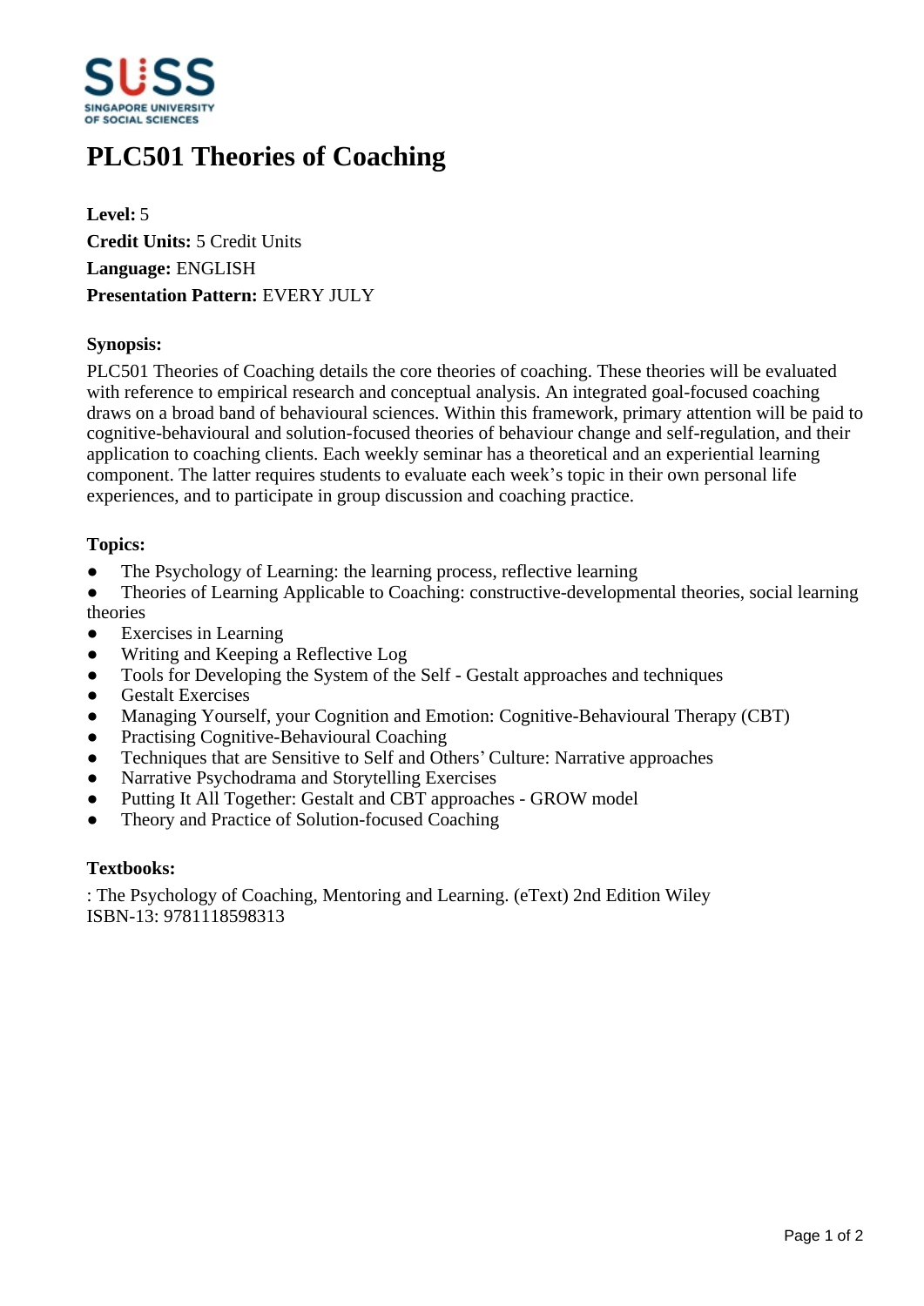# PLC501 Theories of Coaching

**Level:** 5
**Credit Units:** 5 Credit Units
**Language:** ENGLISH
**Presentation Pattern:** EVERY JULY

### Synopsis:

PLC501 Theories of Coaching details the core theories of coaching. These theories will be evaluated with reference to empirical research and conceptual analysis. An integrated goal-focused coaching draws on a broad band of behavioural sciences. Within this framework, primary attention will be paid to cognitive-behavioural and solution-focused theories of behaviour change and self-regulation, and their application to coaching clients. Each weekly seminar has a theoretical and an experiential learning component. The latter requires students to evaluate each week's topic in their own personal life experiences, and to participate in group discussion and coaching practice.

### Topics:

- The Psychology of Learning: the learning process, reflective learning
- Theories of Learning Applicable to Coaching: constructive-developmental theories, social learning theories
- Exercises in Learning
- Writing and Keeping a Reflective Log
- Tools for Developing the System of the Self - Gestalt approaches and techniques
- Gestalt Exercises
- Managing Yourself, your Cognition and Emotion: Cognitive-Behavioural Therapy (CBT)
- Practising Cognitive-Behavioural Coaching
- Techniques that are Sensitive to Self and Others' Culture: Narrative approaches
- Narrative Psychodrama and Storytelling Exercises
- Putting It All Together: Gestalt and CBT approaches - GROW model
- Theory and Practice of Solution-focused Coaching

### Textbooks:

: The Psychology of Coaching, Mentoring and Learning. (eText) 2nd Edition Wiley
ISBN-13: 9781118598313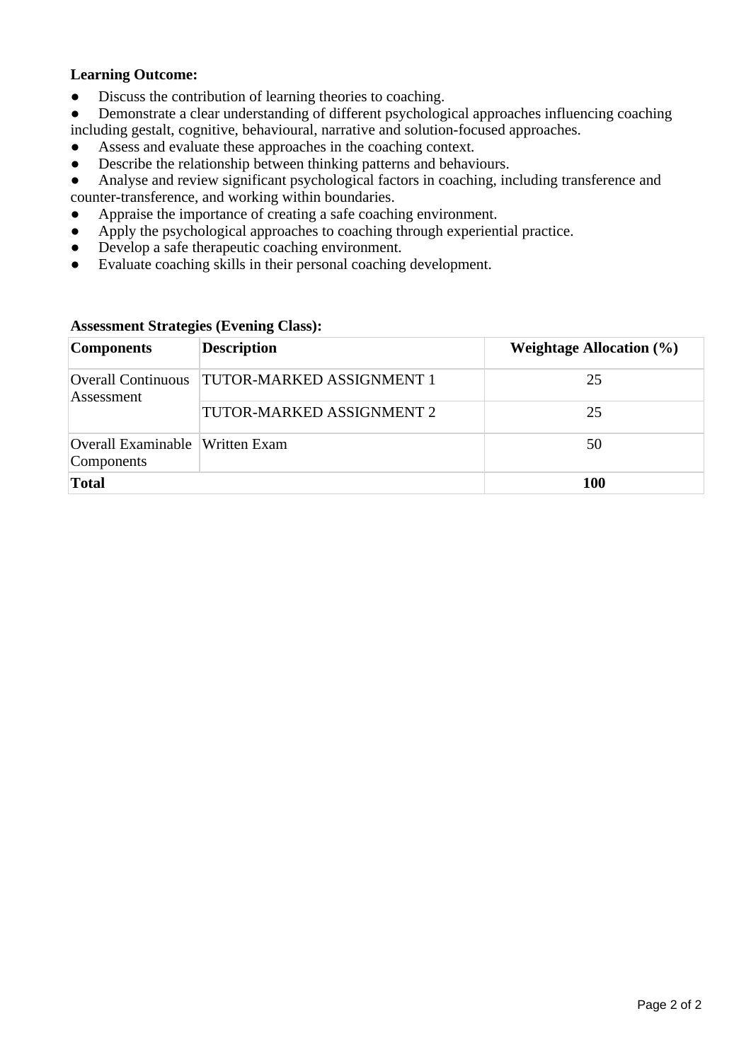**Learning Outcome:**

- Discuss the contribution of learning theories to coaching.
- Demonstrate a clear understanding of different psychological approaches influencing coaching including gestalt, cognitive, behavioural, narrative and solution-focused approaches.
- Assess and evaluate these approaches in the coaching context.
- Describe the relationship between thinking patterns and behaviours.
- Analyse and review significant psychological factors in coaching, including transference and counter-transference, and working within boundaries.
- Appraise the importance of creating a safe coaching environment.
- Apply the psychological approaches to coaching through experiential practice.
- Develop a safe therapeutic coaching environment.
- Evaluate coaching skills in their personal coaching development.

**Assessment Strategies (Evening Class):**

| **Components** | **Description** | **Weightage Allocation (%)** |
|---|---|---|
| Overall Continuous Assessment | TUTOR-MARKED ASSIGNMENT 1 | 25 |
| | TUTOR-MARKED ASSIGNMENT 2 | 25 |
| Overall Examinable Components | Written Exam | 50 |
| **Total** | | **100** |